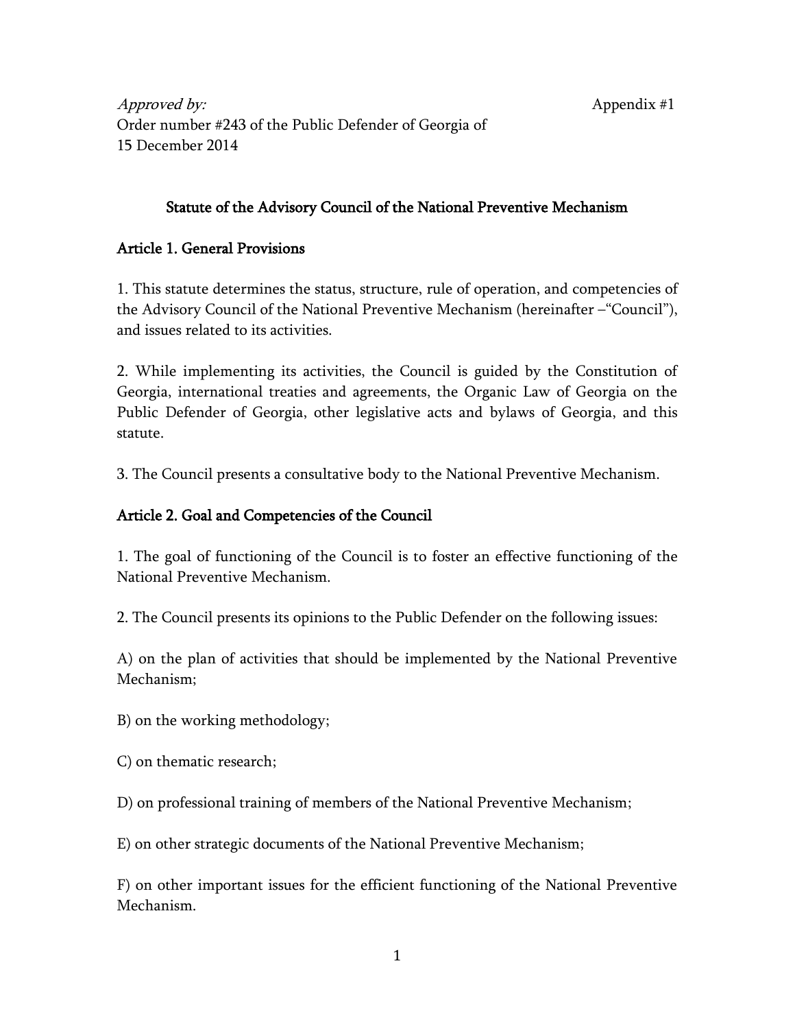*Approved by:* Appendix #1

Order number #243 of the Public Defender of Georgia of 15 December 2014

## Statute of the Advisory Council of the National Preventive Mechanism

### Article 1. General Provisions

1. This statute determines the status, structure, rule of operation, and competencies of the Advisory Council of the National Preventive Mechanism (hereinafter –"Council"), and issues related to its activities.

2. While implementing its activities, the Council is guided by the Constitution of Georgia, international treaties and agreements, the Organic Law of Georgia on the Public Defender of Georgia, other legislative acts and bylaws of Georgia, and this statute.

3. The Council presents a consultative body to the National Preventive Mechanism.

### Article 2. Goal and Competencies of the Council

1. The goal of functioning of the Council is to foster an effective functioning of the National Preventive Mechanism.

2. The Council presents its opinions to the Public Defender on the following issues:

A) on the plan of activities that should be implemented by the National Preventive Mechanism;

B) on the working methodology;

C) on thematic research;

D) on professional training of members of the National Preventive Mechanism;

E) on other strategic documents of the National Preventive Mechanism;

F) on other important issues for the efficient functioning of the National Preventive Mechanism.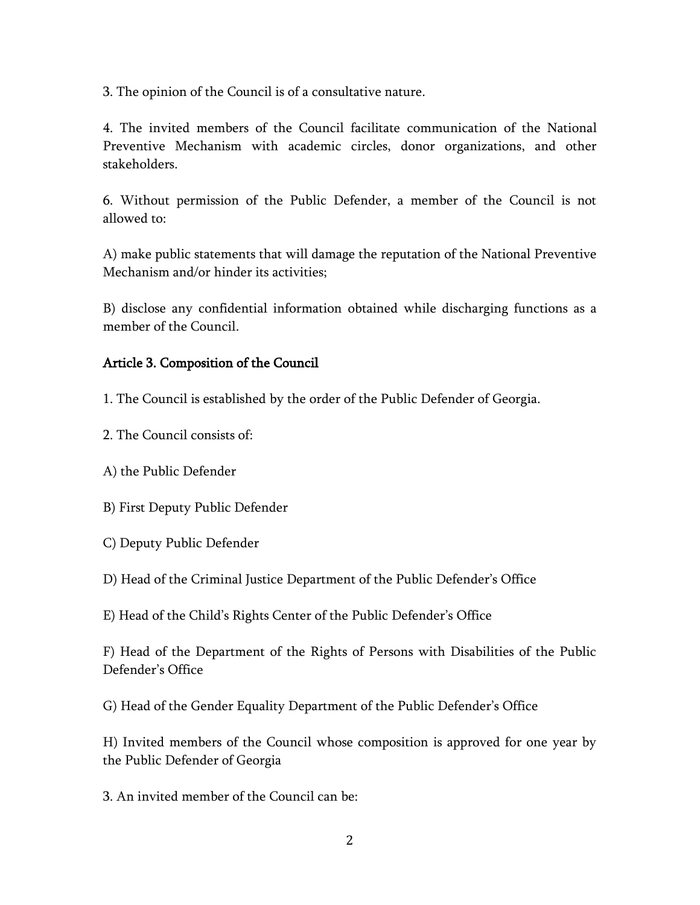3. The opinion of the Council is of a consultative nature.

4. The invited members of the Council facilitate communication of the National Preventive Mechanism with academic circles, donor organizations, and other stakeholders.

6. Without permission of the Public Defender, a member of the Council is not allowed to:

A) make public statements that will damage the reputation of the National Preventive Mechanism and/or hinder its activities;

B) disclose any confidential information obtained while discharging functions as a member of the Council.

## Article 3. Composition of the Council

1. The Council is established by the order of the Public Defender of Georgia.

2. The Council consists of:

A) the Public Defender

B) First Deputy Public Defender

C) Deputy Public Defender

D) Head of the Criminal Justice Department of the Public Defender's Office

E) Head of the Child's Rights Center of the Public Defender's Office

F) Head of the Department of the Rights of Persons with Disabilities of the Public Defender's Office

G) Head of the Gender Equality Department of the Public Defender's Office

H) Invited members of the Council whose composition is approved for one year by the Public Defender of Georgia

3. An invited member of the Council can be: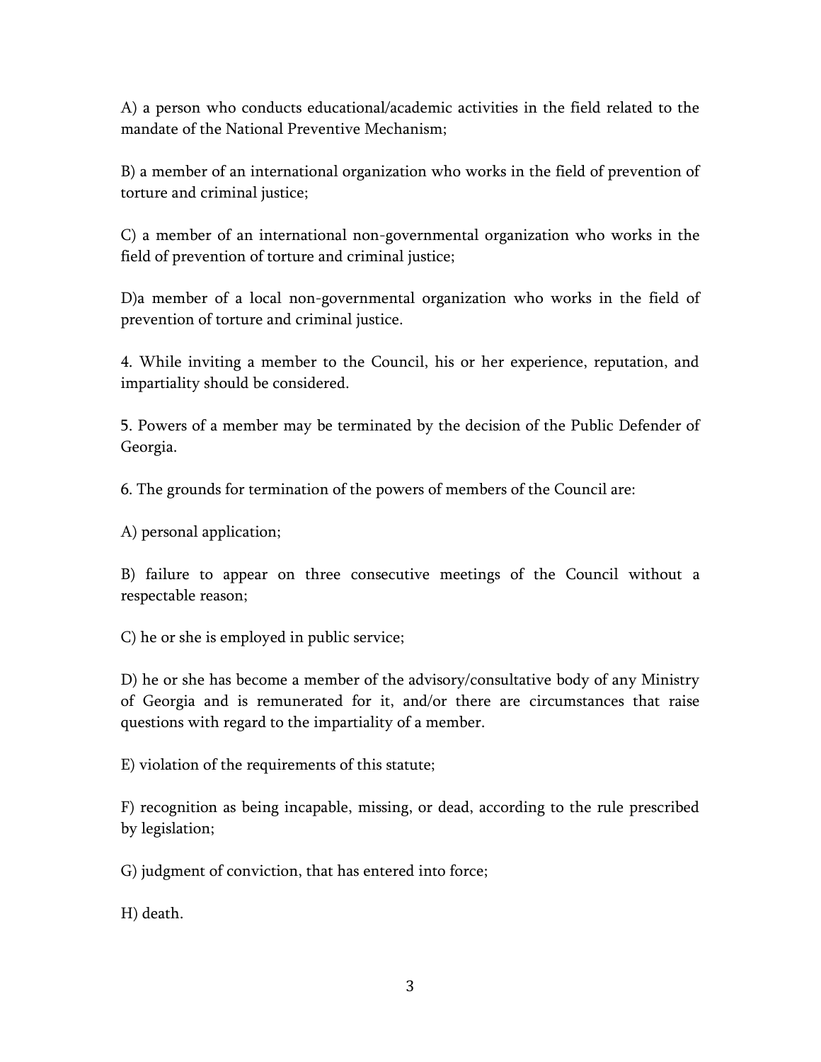A) a person who conducts educational/academic activities in the field related to the mandate of the National Preventive Mechanism;

B) a member of an international organization who works in the field of prevention of torture and criminal justice;

C) a member of an international non-governmental organization who works in the field of prevention of torture and criminal justice;

D)a member of a local non-governmental organization who works in the field of prevention of torture and criminal justice.

4. While inviting a member to the Council, his or her experience, reputation, and impartiality should be considered.

5. Powers of a member may be terminated by the decision of the Public Defender of Georgia.

6. The grounds for termination of the powers of members of the Council are:

A) personal application;

B) failure to appear on three consecutive meetings of the Council without a respectable reason;

C) he or she is employed in public service;

D) he or she has become a member of the advisory/consultative body of any Ministry of Georgia and is remunerated for it, and/or there are circumstances that raise questions with regard to the impartiality of a member.

E) violation of the requirements of this statute;

F) recognition as being incapable, missing, or dead, according to the rule prescribed by legislation;

G) judgment of conviction, that has entered into force;

H) death.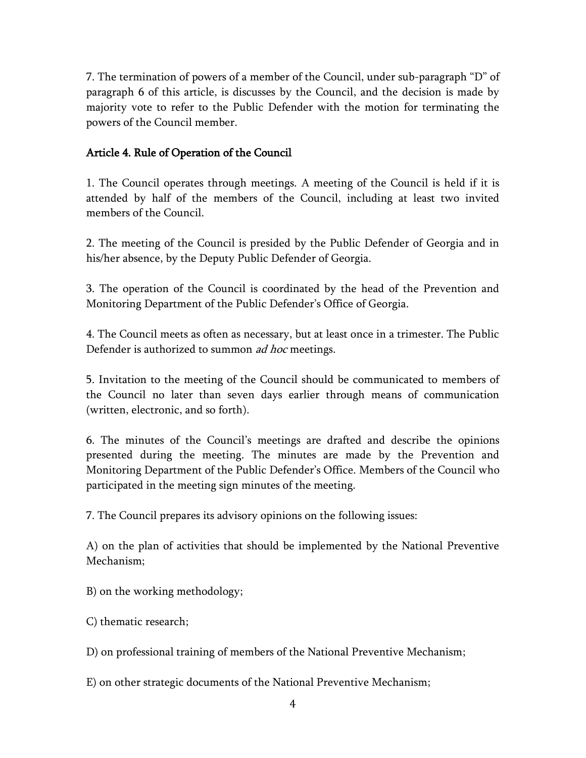7. The termination of powers of a member of the Council, under sub-paragraph "D" of paragraph 6 of this article, is discusses by the Council, and the decision is made by majority vote to refer to the Public Defender with the motion for terminating the powers of the Council member.

## Article 4. Rule of Operation of the Council

1. The Council operates through meetings. A meeting of the Council is held if it is attended by half of the members of the Council, including at least two invited members of the Council.

2. The meeting of the Council is presided by the Public Defender of Georgia and in his/her absence, by the Deputy Public Defender of Georgia.

3. The operation of the Council is coordinated by the head of the Prevention and Monitoring Department of the Public Defender's Office of Georgia.

4. The Council meets as often as necessary, but at least once in a trimester. The Public Defender is authorized to summon *ad hoc* meetings.

5. Invitation to the meeting of the Council should be communicated to members of the Council no later than seven days earlier through means of communication (written, electronic, and so forth).

6. The minutes of the Council's meetings are drafted and describe the opinions presented during the meeting. The minutes are made by the Prevention and Monitoring Department of the Public Defender's Office. Members of the Council who participated in the meeting sign minutes of the meeting.

7. The Council prepares its advisory opinions on the following issues:

A) on the plan of activities that should be implemented by the National Preventive Mechanism;

B) on the working methodology;

C) thematic research;

D) on professional training of members of the National Preventive Mechanism;

E) on other strategic documents of the National Preventive Mechanism;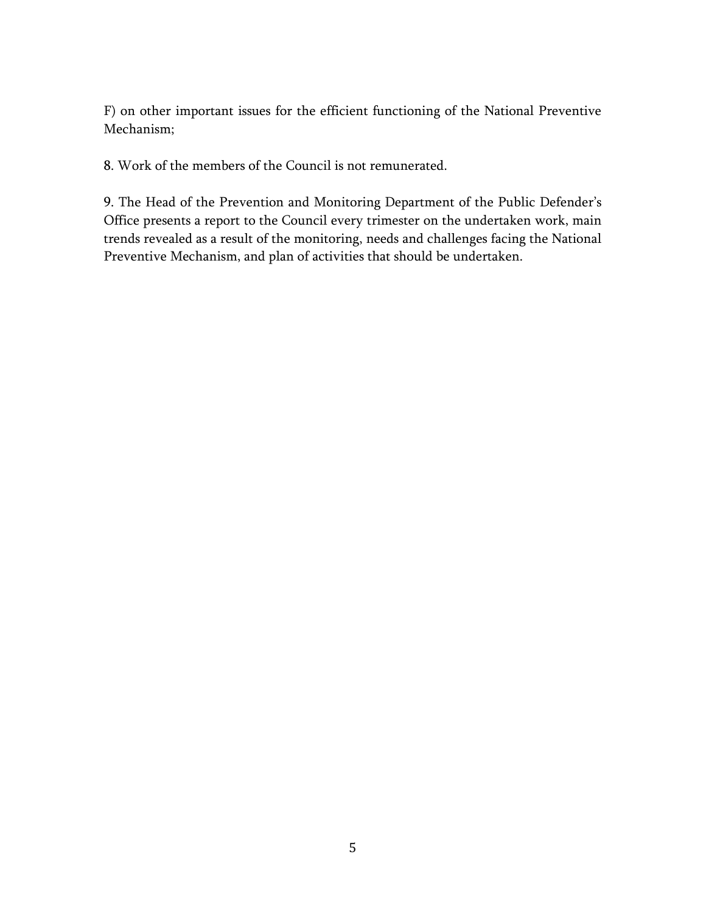F) on other important issues for the efficient functioning of the National Preventive Mechanism;

8. Work of the members of the Council is not remunerated.

9. The Head of the Prevention and Monitoring Department of the Public Defender's Office presents a report to the Council every trimester on the undertaken work, main trends revealed as a result of the monitoring, needs and challenges facing the National Preventive Mechanism, and plan of activities that should be undertaken.